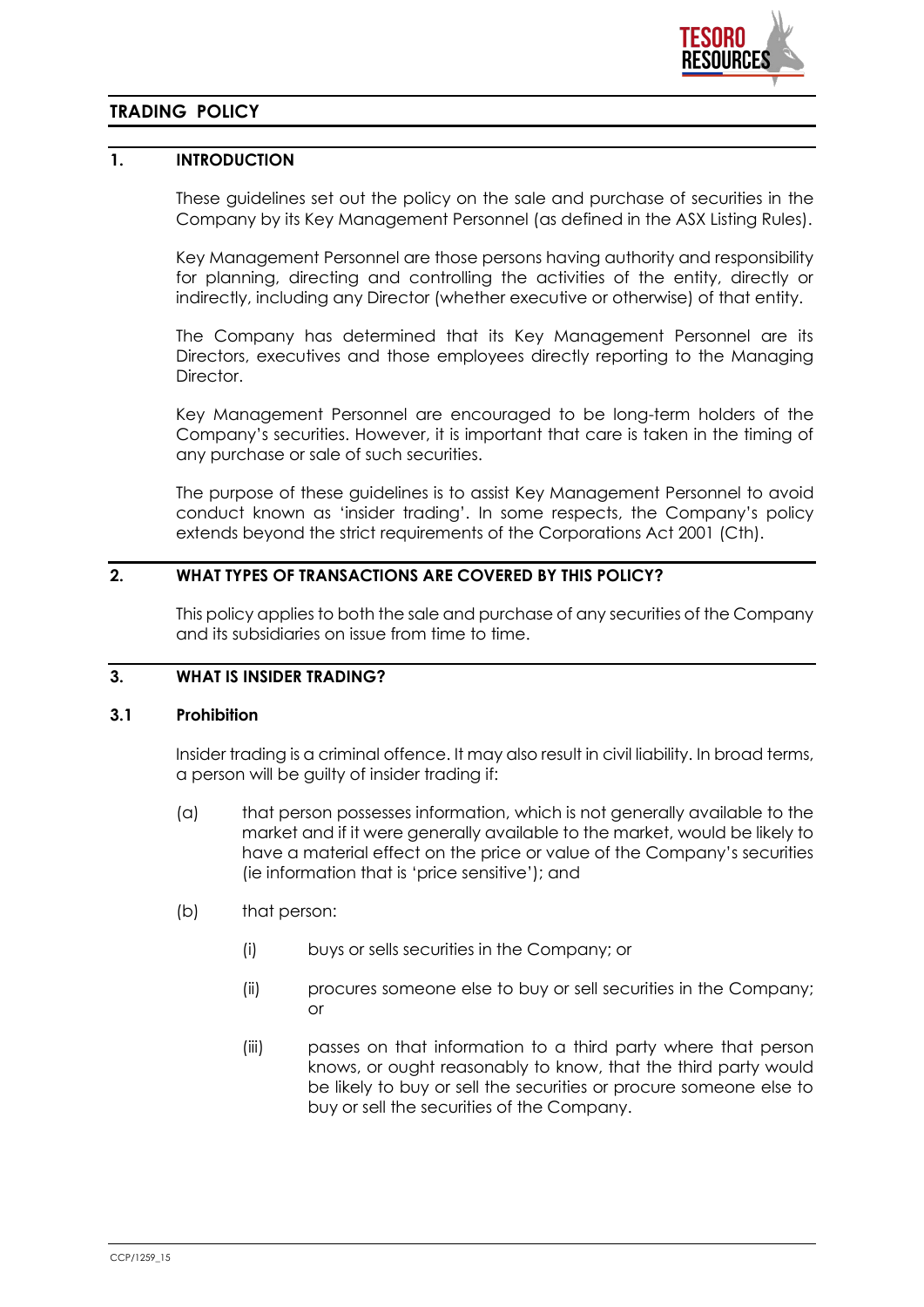# TRADING POLICY

## 1. INTRODUCTION

These guidelines set out the policy on the sale and purchase of securities in the Company by its Key Management Personnel (as defined in the ASX Listing Rules).

Key Management Personnel are those persons having authority and responsibility for planning, directing and controlling the activities of the entity, directly or indirectly, including any Director (whether executive or otherwise) of that entity.

The Company has determined that its Key Management Personnel are its Directors, executives and those employees directly reporting to the Managing Director.

Key Management Personnel are encouraged to be long-term holders of the Company's securities. However, it is important that care is taken in the timing of any purchase or sale of such securities.

The purpose of these guidelines is to assist Key Management Personnel to avoid conduct known as 'insider trading'. In some respects, the Company's policy extends beyond the strict requirements of the Corporations Act 2001 (Cth).

## 2. WHAT TYPES OF TRANSACTIONS ARE COVERED BY THIS POLICY?

This policy applies to both the sale and purchase of any securities of the Company and its subsidiaries on issue from time to time.

## 3. WHAT IS INSIDER TRADING?

### 3.1 Prohibition

Insider trading is a criminal offence. It may also result in civil liability. In broad terms, a person will be guilty of insider trading if:

(a) that person possesses information, which is not generally available to the market and if it were generally available to the market, would be likely to have a material effect on the price or value of the Company's securities (ie information that is 'price sensitive'); and

(b) that person:

   (i) buys or sells securities in the Company; or

   (ii) procures someone else to buy or sell securities in the Company; or

   (iii) passes on that information to a third party where that person knows, or ought reasonably to know, that the third party would be likely to buy or sell the securities or procure someone else to buy or sell the securities of the Company.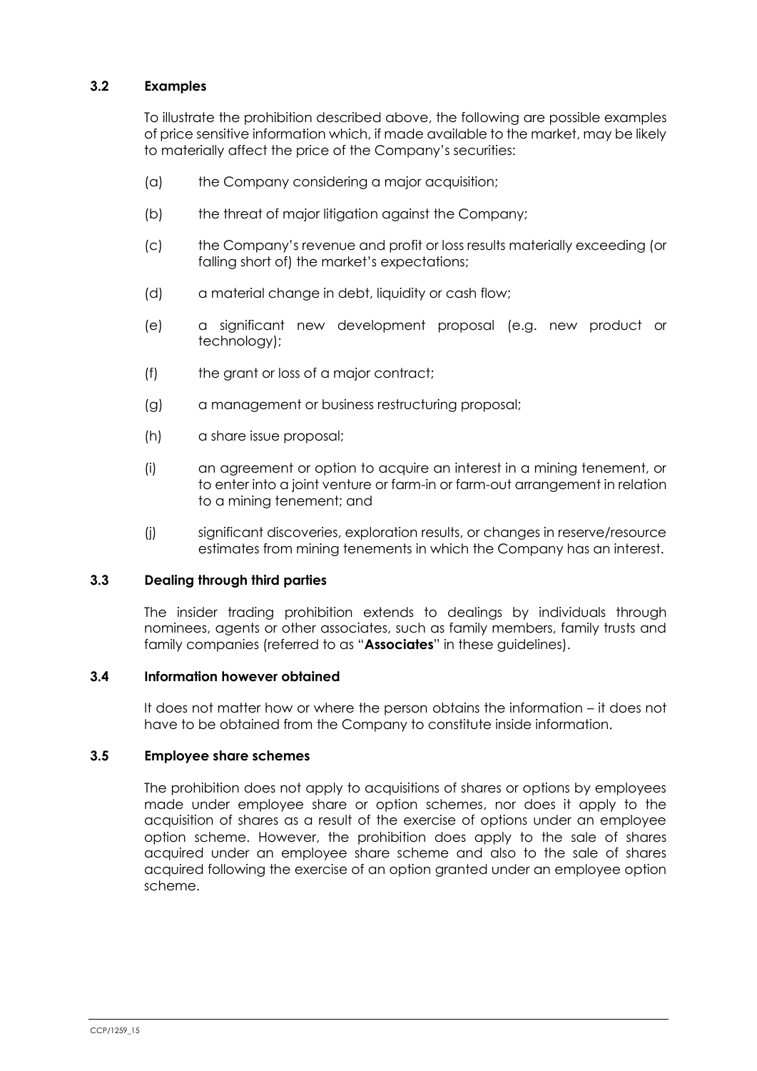### 3.2 Examples

To illustrate the prohibition described above, the following are possible examples of price sensitive information which, if made available to the market, may be likely to materially affect the price of the Company's securities:

(a) the Company considering a major acquisition;

(b) the threat of major litigation against the Company;

(c) the Company's revenue and profit or loss results materially exceeding (or falling short of) the market's expectations;

(d) a material change in debt, liquidity or cash flow;

(e) a significant new development proposal (e.g. new product or technology);

(f) the grant or loss of a major contract;

(g) a management or business restructuring proposal;

(h) a share issue proposal;

(i) an agreement or option to acquire an interest in a mining tenement, or to enter into a joint venture or farm-in or farm-out arrangement in relation to a mining tenement; and

(j) significant discoveries, exploration results, or changes in reserve/resource estimates from mining tenements in which the Company has an interest.

### 3.3 Dealing through third parties

The insider trading prohibition extends to dealings by individuals through nominees, agents or other associates, such as family members, family trusts and family companies (referred to as "**Associates**" in these guidelines).

### 3.4 Information however obtained

It does not matter how or where the person obtains the information – it does not have to be obtained from the Company to constitute inside information.

### 3.5 Employee share schemes

The prohibition does not apply to acquisitions of shares or options by employees made under employee share or option schemes, nor does it apply to the acquisition of shares as a result of the exercise of options under an employee option scheme. However, the prohibition does apply to the sale of shares acquired under an employee share scheme and also to the sale of shares acquired following the exercise of an option granted under an employee option scheme.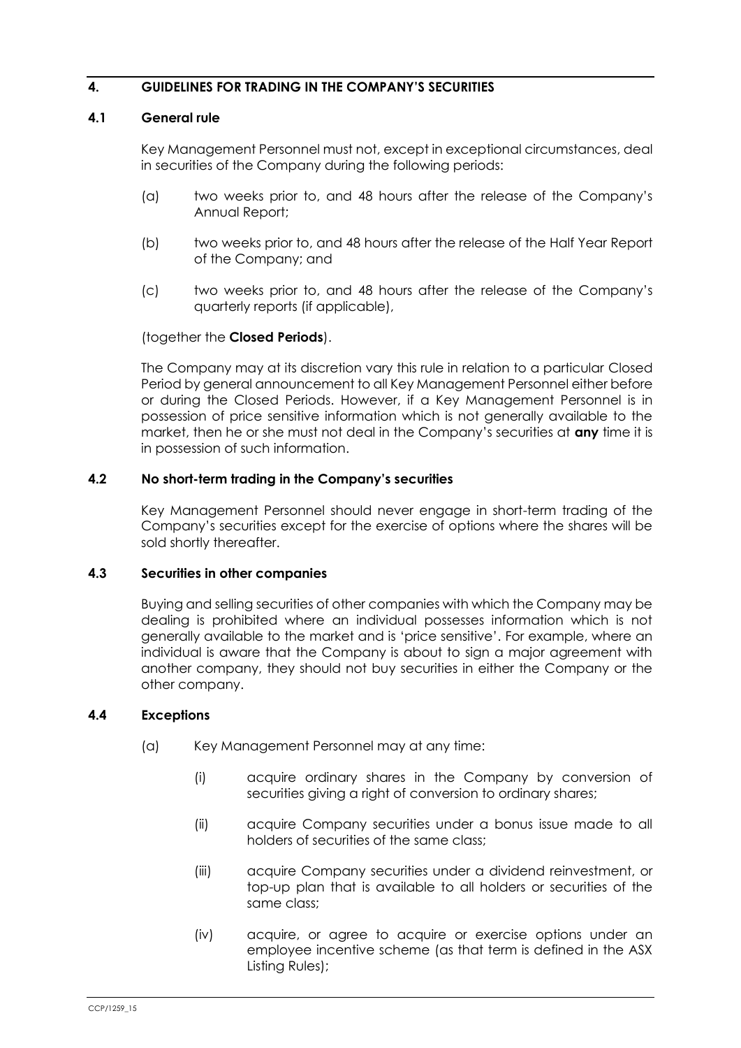## 4. GUIDELINES FOR TRADING IN THE COMPANY'S SECURITIES

### 4.1 General rule

Key Management Personnel must not, except in exceptional circumstances, deal in securities of the Company during the following periods:

(a) two weeks prior to, and 48 hours after the release of the Company's Annual Report;

(b) two weeks prior to, and 48 hours after the release of the Half Year Report of the Company; and

(c) two weeks prior to, and 48 hours after the release of the Company's quarterly reports (if applicable),

(together the **Closed Periods**).

The Company may at its discretion vary this rule in relation to a particular Closed Period by general announcement to all Key Management Personnel either before or during the Closed Periods. However, if a Key Management Personnel is in possession of price sensitive information which is not generally available to the market, then he or she must not deal in the Company's securities at **any** time it is in possession of such information.

### 4.2 No short-term trading in the Company's securities

Key Management Personnel should never engage in short-term trading of the Company's securities except for the exercise of options where the shares will be sold shortly thereafter.

### 4.3 Securities in other companies

Buying and selling securities of other companies with which the Company may be dealing is prohibited where an individual possesses information which is not generally available to the market and is 'price sensitive'. For example, where an individual is aware that the Company is about to sign a major agreement with another company, they should not buy securities in either the Company or the other company.

### 4.4 Exceptions

(a) Key Management Personnel may at any time:

(i) acquire ordinary shares in the Company by conversion of securities giving a right of conversion to ordinary shares;

(ii) acquire Company securities under a bonus issue made to all holders of securities of the same class;

(iii) acquire Company securities under a dividend reinvestment, or top-up plan that is available to all holders or securities of the same class;

(iv) acquire, or agree to acquire or exercise options under an employee incentive scheme (as that term is defined in the ASX Listing Rules);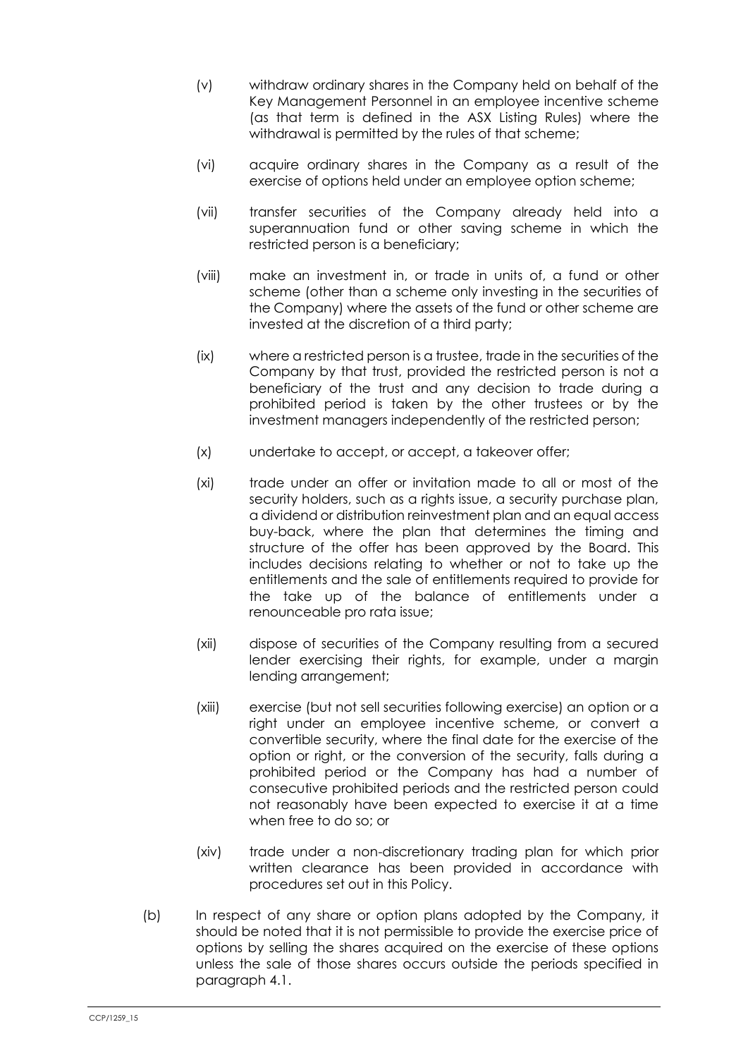(v) withdraw ordinary shares in the Company held on behalf of the Key Management Personnel in an employee incentive scheme (as that term is defined in the ASX Listing Rules) where the withdrawal is permitted by the rules of that scheme;

(vi) acquire ordinary shares in the Company as a result of the exercise of options held under an employee option scheme;

(vii) transfer securities of the Company already held into a superannuation fund or other saving scheme in which the restricted person is a beneficiary;

(viii) make an investment in, or trade in units of, a fund or other scheme (other than a scheme only investing in the securities of the Company) where the assets of the fund or other scheme are invested at the discretion of a third party;

(ix) where a restricted person is a trustee, trade in the securities of the Company by that trust, provided the restricted person is not a beneficiary of the trust and any decision to trade during a prohibited period is taken by the other trustees or by the investment managers independently of the restricted person;

(x) undertake to accept, or accept, a takeover offer;

(xi) trade under an offer or invitation made to all or most of the security holders, such as a rights issue, a security purchase plan, a dividend or distribution reinvestment plan and an equal access buy-back, where the plan that determines the timing and structure of the offer has been approved by the Board. This includes decisions relating to whether or not to take up the entitlements and the sale of entitlements required to provide for the take up of the balance of entitlements under a renounceable pro rata issue;

(xii) dispose of securities of the Company resulting from a secured lender exercising their rights, for example, under a margin lending arrangement;

(xiii) exercise (but not sell securities following exercise) an option or a right under an employee incentive scheme, or convert a convertible security, where the final date for the exercise of the option or right, or the conversion of the security, falls during a prohibited period or the Company has had a number of consecutive prohibited periods and the restricted person could not reasonably have been expected to exercise it at a time when free to do so; or

(xiv) trade under a non-discretionary trading plan for which prior written clearance has been provided in accordance with procedures set out in this Policy.

(b) In respect of any share or option plans adopted by the Company, it should be noted that it is not permissible to provide the exercise price of options by selling the shares acquired on the exercise of these options unless the sale of those shares occurs outside the periods specified in paragraph 4.1.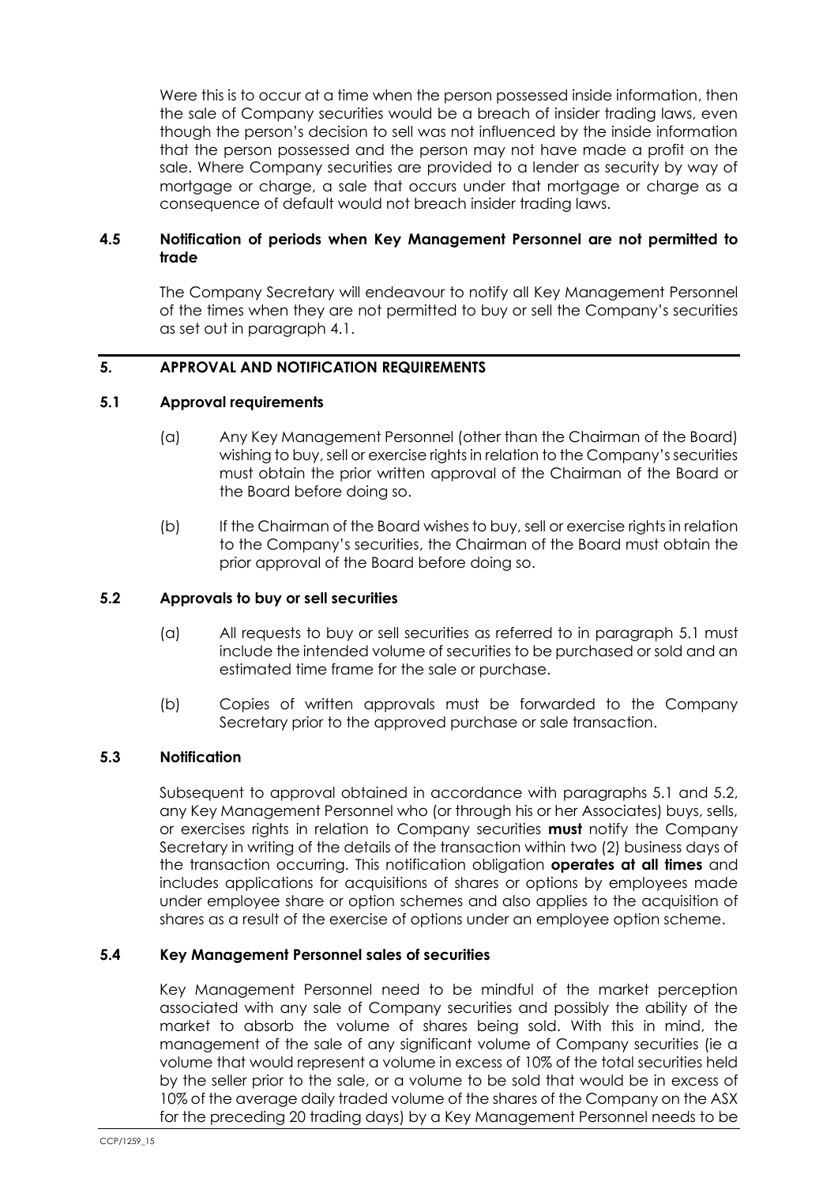Were this is to occur at a time when the person possessed inside information, then the sale of Company securities would be a breach of insider trading laws, even though the person's decision to sell was not influenced by the inside information that the person possessed and the person may not have made a profit on the sale. Where Company securities are provided to a lender as security by way of mortgage or charge, a sale that occurs under that mortgage or charge as a consequence of default would not breach insider trading laws.

### 4.5 Notification of periods when Key Management Personnel are not permitted to trade

The Company Secretary will endeavour to notify all Key Management Personnel of the times when they are not permitted to buy or sell the Company's securities as set out in paragraph 4.1.

## 5. APPROVAL AND NOTIFICATION REQUIREMENTS

### 5.1 Approval requirements

(a) Any Key Management Personnel (other than the Chairman of the Board) wishing to buy, sell or exercise rights in relation to the Company's securities must obtain the prior written approval of the Chairman of the Board or the Board before doing so.

(b) If the Chairman of the Board wishes to buy, sell or exercise rights in relation to the Company's securities, the Chairman of the Board must obtain the prior approval of the Board before doing so.

### 5.2 Approvals to buy or sell securities

(a) All requests to buy or sell securities as referred to in paragraph 5.1 must include the intended volume of securities to be purchased or sold and an estimated time frame for the sale or purchase.

(b) Copies of written approvals must be forwarded to the Company Secretary prior to the approved purchase or sale transaction.

### 5.3 Notification

Subsequent to approval obtained in accordance with paragraphs 5.1 and 5.2, any Key Management Personnel who (or through his or her Associates) buys, sells, or exercises rights in relation to Company securities **must** notify the Company Secretary in writing of the details of the transaction within two (2) business days of the transaction occurring. This notification obligation **operates at all times** and includes applications for acquisitions of shares or options by employees made under employee share or option schemes and also applies to the acquisition of shares as a result of the exercise of options under an employee option scheme.

### 5.4 Key Management Personnel sales of securities

Key Management Personnel need to be mindful of the market perception associated with any sale of Company securities and possibly the ability of the market to absorb the volume of shares being sold. With this in mind, the management of the sale of any significant volume of Company securities (ie a volume that would represent a volume in excess of 10% of the total securities held by the seller prior to the sale, or a volume to be sold that would be in excess of 10% of the average daily traded volume of the shares of the Company on the ASX for the preceding 20 trading days) by a Key Management Personnel needs to be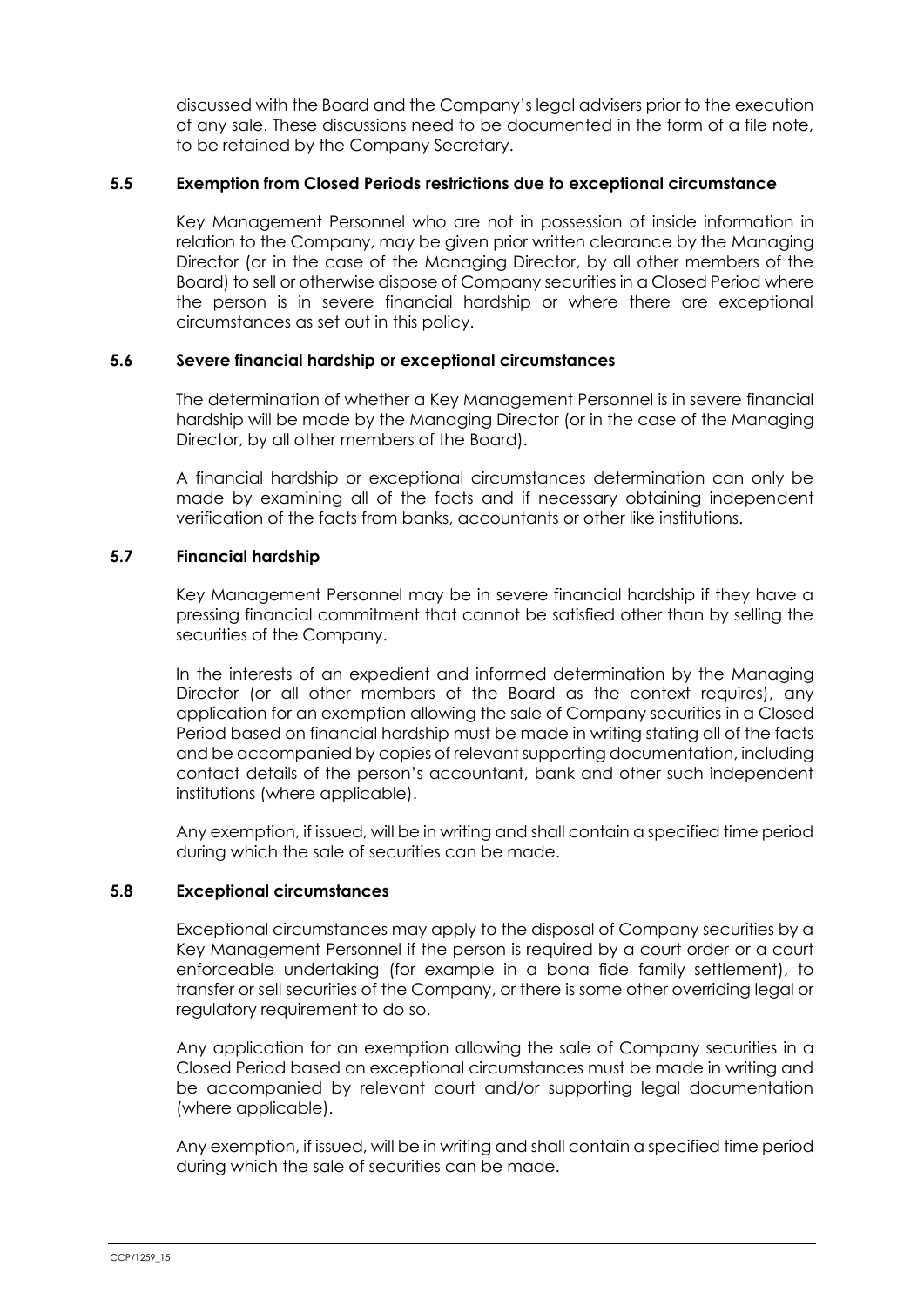discussed with the Board and the Company's legal advisers prior to the execution of any sale. These discussions need to be documented in the form of a file note, to be retained by the Company Secretary.

### 5.5 Exemption from Closed Periods restrictions due to exceptional circumstance

Key Management Personnel who are not in possession of inside information in relation to the Company, may be given prior written clearance by the Managing Director (or in the case of the Managing Director, by all other members of the Board) to sell or otherwise dispose of Company securities in a Closed Period where the person is in severe financial hardship or where there are exceptional circumstances as set out in this policy.

### 5.6 Severe financial hardship or exceptional circumstances

The determination of whether a Key Management Personnel is in severe financial hardship will be made by the Managing Director (or in the case of the Managing Director, by all other members of the Board).

A financial hardship or exceptional circumstances determination can only be made by examining all of the facts and if necessary obtaining independent verification of the facts from banks, accountants or other like institutions.

### 5.7 Financial hardship

Key Management Personnel may be in severe financial hardship if they have a pressing financial commitment that cannot be satisfied other than by selling the securities of the Company.

In the interests of an expedient and informed determination by the Managing Director (or all other members of the Board as the context requires), any application for an exemption allowing the sale of Company securities in a Closed Period based on financial hardship must be made in writing stating all of the facts and be accompanied by copies of relevant supporting documentation, including contact details of the person's accountant, bank and other such independent institutions (where applicable).

Any exemption, if issued, will be in writing and shall contain a specified time period during which the sale of securities can be made.

### 5.8 Exceptional circumstances

Exceptional circumstances may apply to the disposal of Company securities by a Key Management Personnel if the person is required by a court order or a court enforceable undertaking (for example in a bona fide family settlement), to transfer or sell securities of the Company, or there is some other overriding legal or regulatory requirement to do so.

Any application for an exemption allowing the sale of Company securities in a Closed Period based on exceptional circumstances must be made in writing and be accompanied by relevant court and/or supporting legal documentation (where applicable).

Any exemption, if issued, will be in writing and shall contain a specified time period during which the sale of securities can be made.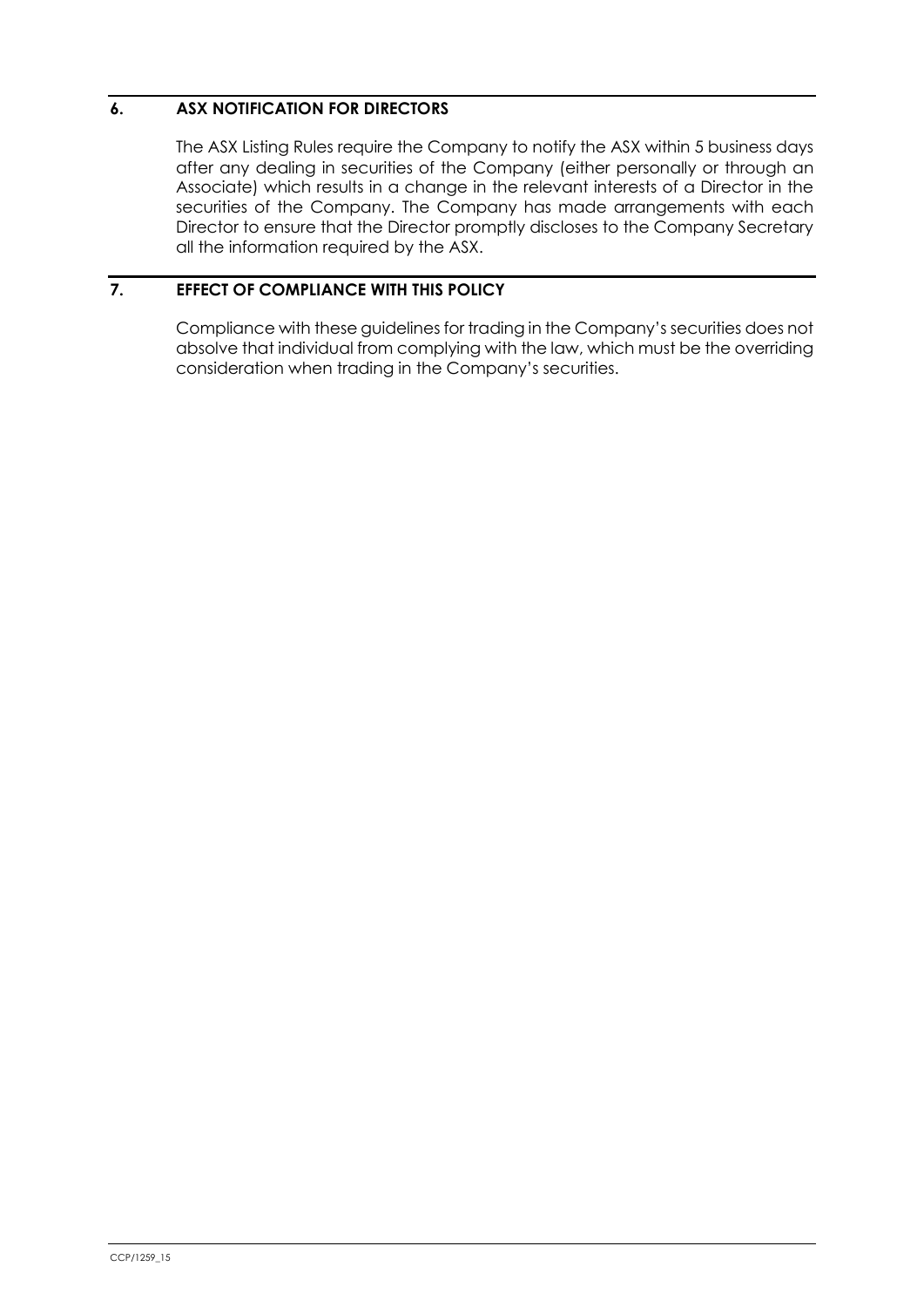## 6. ASX NOTIFICATION FOR DIRECTORS

The ASX Listing Rules require the Company to notify the ASX within 5 business days after any dealing in securities of the Company (either personally or through an Associate) which results in a change in the relevant interests of a Director in the securities of the Company. The Company has made arrangements with each Director to ensure that the Director promptly discloses to the Company Secretary all the information required by the ASX.

## 7. EFFECT OF COMPLIANCE WITH THIS POLICY

Compliance with these guidelines for trading in the Company's securities does not absolve that individual from complying with the law, which must be the overriding consideration when trading in the Company's securities.